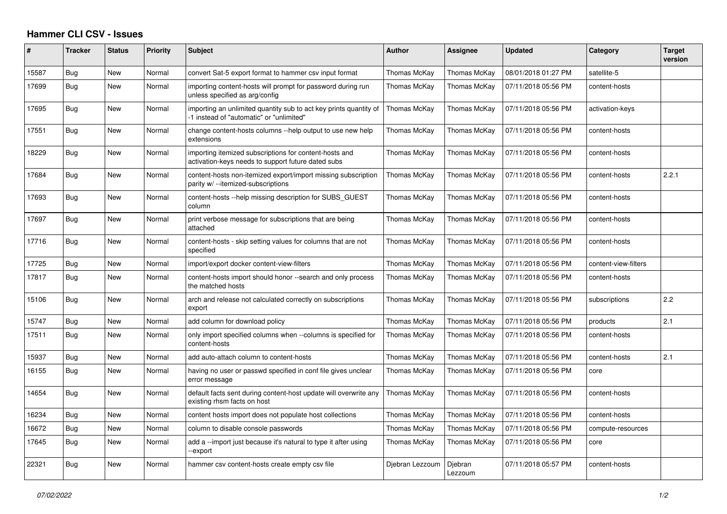# Hammer CLI CSV - Issues

| # | Tracker | Status | Priority | Subject | Author | Assignee | Updated | Category | Target version |
|---|---|---|---|---|---|---|---|---|---|
| 15587 | Bug | New | Normal | convert Sat-5 export format to hammer csv input format | Thomas McKay | Thomas McKay | 08/01/2018 01:27 PM | satellite-5 | |
| 17699 | Bug | New | Normal | importing content-hosts will prompt for password during run unless specified as arg/config | Thomas McKay | Thomas McKay | 07/11/2018 05:56 PM | content-hosts | |
| 17695 | Bug | New | Normal | importing an unlimited quantity sub to act key prints quantity of -1 instead of "automatic" or "unlimited" | Thomas McKay | Thomas McKay | 07/11/2018 05:56 PM | activation-keys | |
| 17551 | Bug | New | Normal | change content-hosts columns --help output to use new help extensions | Thomas McKay | Thomas McKay | 07/11/2018 05:56 PM | content-hosts | |
| 18229 | Bug | New | Normal | importing itemized subscriptions for content-hosts and activation-keys needs to support future dated subs | Thomas McKay | Thomas McKay | 07/11/2018 05:56 PM | content-hosts | |
| 17684 | Bug | New | Normal | content-hosts non-itemized export/import missing subscription parity w/ --itemized-subscriptions | Thomas McKay | Thomas McKay | 07/11/2018 05:56 PM | content-hosts | 2.2.1 |
| 17693 | Bug | New | Normal | content-hosts --help missing description for SUBS_GUEST column | Thomas McKay | Thomas McKay | 07/11/2018 05:56 PM | content-hosts | |
| 17697 | Bug | New | Normal | print verbose message for subscriptions that are being attached | Thomas McKay | Thomas McKay | 07/11/2018 05:56 PM | content-hosts | |
| 17716 | Bug | New | Normal | content-hosts - skip setting values for columns that are not specified | Thomas McKay | Thomas McKay | 07/11/2018 05:56 PM | content-hosts | |
| 17725 | Bug | New | Normal | import/export docker content-view-filters | Thomas McKay | Thomas McKay | 07/11/2018 05:56 PM | content-view-filters | |
| 17817 | Bug | New | Normal | content-hosts import should honor --search and only process the matched hosts | Thomas McKay | Thomas McKay | 07/11/2018 05:56 PM | content-hosts | |
| 15106 | Bug | New | Normal | arch and release not calculated correctly on subscriptions export | Thomas McKay | Thomas McKay | 07/11/2018 05:56 PM | subscriptions | 2.2 |
| 15747 | Bug | New | Normal | add column for download policy | Thomas McKay | Thomas McKay | 07/11/2018 05:56 PM | products | 2.1 |
| 17511 | Bug | New | Normal | only import specified columns when --columns is specified for content-hosts | Thomas McKay | Thomas McKay | 07/11/2018 05:56 PM | content-hosts | |
| 15937 | Bug | New | Normal | add auto-attach column to content-hosts | Thomas McKay | Thomas McKay | 07/11/2018 05:56 PM | content-hosts | 2.1 |
| 16155 | Bug | New | Normal | having no user or passwd specified in conf file gives unclear error message | Thomas McKay | Thomas McKay | 07/11/2018 05:56 PM | core | |
| 14654 | Bug | New | Normal | default facts sent during content-host update will overwrite any existing rhsm facts on host | Thomas McKay | Thomas McKay | 07/11/2018 05:56 PM | content-hosts | |
| 16234 | Bug | New | Normal | content hosts import does not populate host collections | Thomas McKay | Thomas McKay | 07/11/2018 05:56 PM | content-hosts | |
| 16672 | Bug | New | Normal | column to disable console passwords | Thomas McKay | Thomas McKay | 07/11/2018 05:56 PM | compute-resources | |
| 17645 | Bug | New | Normal | add a --import just because it's natural to type it after using --export | Thomas McKay | Thomas McKay | 07/11/2018 05:56 PM | core | |
| 22321 | Bug | New | Normal | hammer csv content-hosts create empty csv file | Djebran Lezzoum | Djebran Lezzoum | 07/11/2018 05:57 PM | content-hosts | |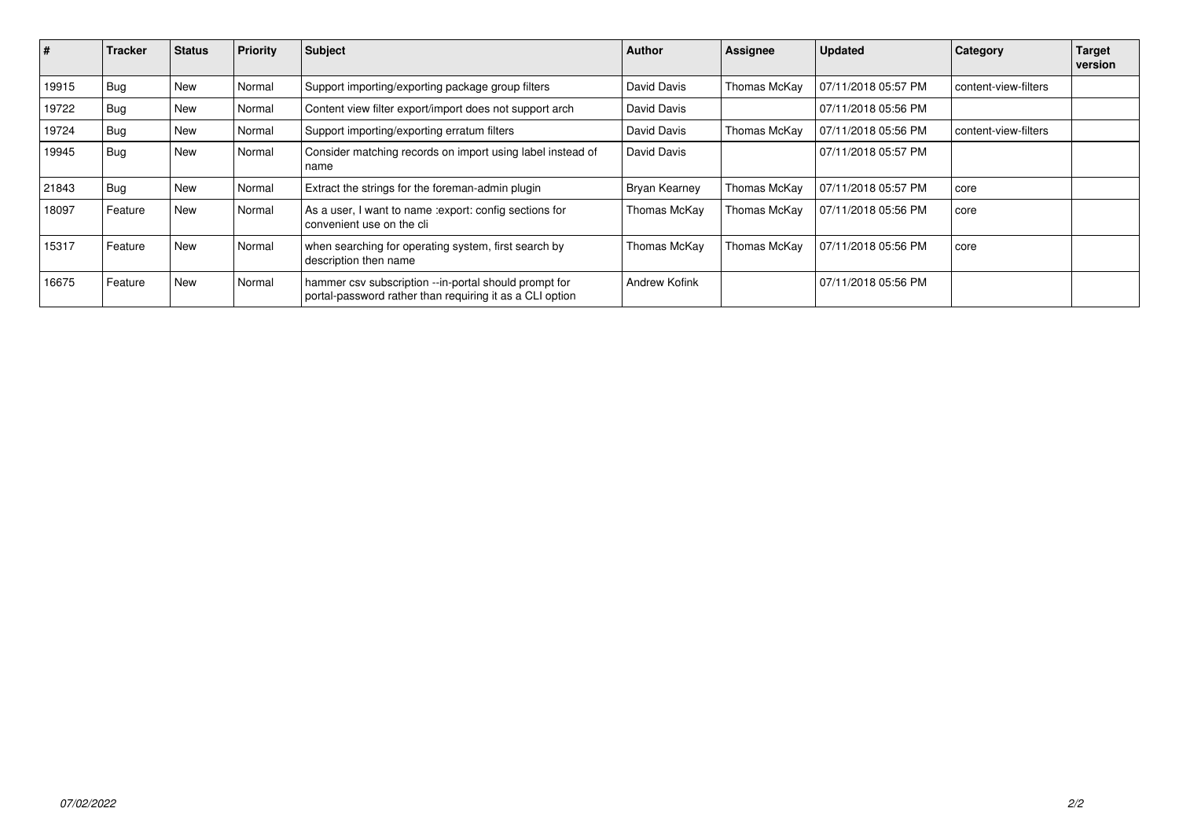| # | Tracker | Status | Priority | Subject | Author | Assignee | Updated | Category | Target version |
|---|---|---|---|---|---|---|---|---|---|
| 19915 | Bug | New | Normal | Support importing/exporting package group filters | David Davis | Thomas McKay | 07/11/2018 05:57 PM | content-view-filters | |
| 19722 | Bug | New | Normal | Content view filter export/import does not support arch | David Davis | | 07/11/2018 05:56 PM | | |
| 19724 | Bug | New | Normal | Support importing/exporting erratum filters | David Davis | Thomas McKay | 07/11/2018 05:56 PM | content-view-filters | |
| 19945 | Bug | New | Normal | Consider matching records on import using label instead of name | David Davis | | 07/11/2018 05:57 PM | | |
| 21843 | Bug | New | Normal | Extract the strings for the foreman-admin plugin | Bryan Kearney | Thomas McKay | 07/11/2018 05:57 PM | core | |
| 18097 | Feature | New | Normal | As a user, I want to name :export: config sections for convenient use on the cli | Thomas McKay | Thomas McKay | 07/11/2018 05:56 PM | core | |
| 15317 | Feature | New | Normal | when searching for operating system, first search by description then name | Thomas McKay | Thomas McKay | 07/11/2018 05:56 PM | core | |
| 16675 | Feature | New | Normal | hammer csv subscription --in-portal should prompt for portal-password rather than requiring it as a CLI option | Andrew Kofink | | 07/11/2018 05:56 PM | | |